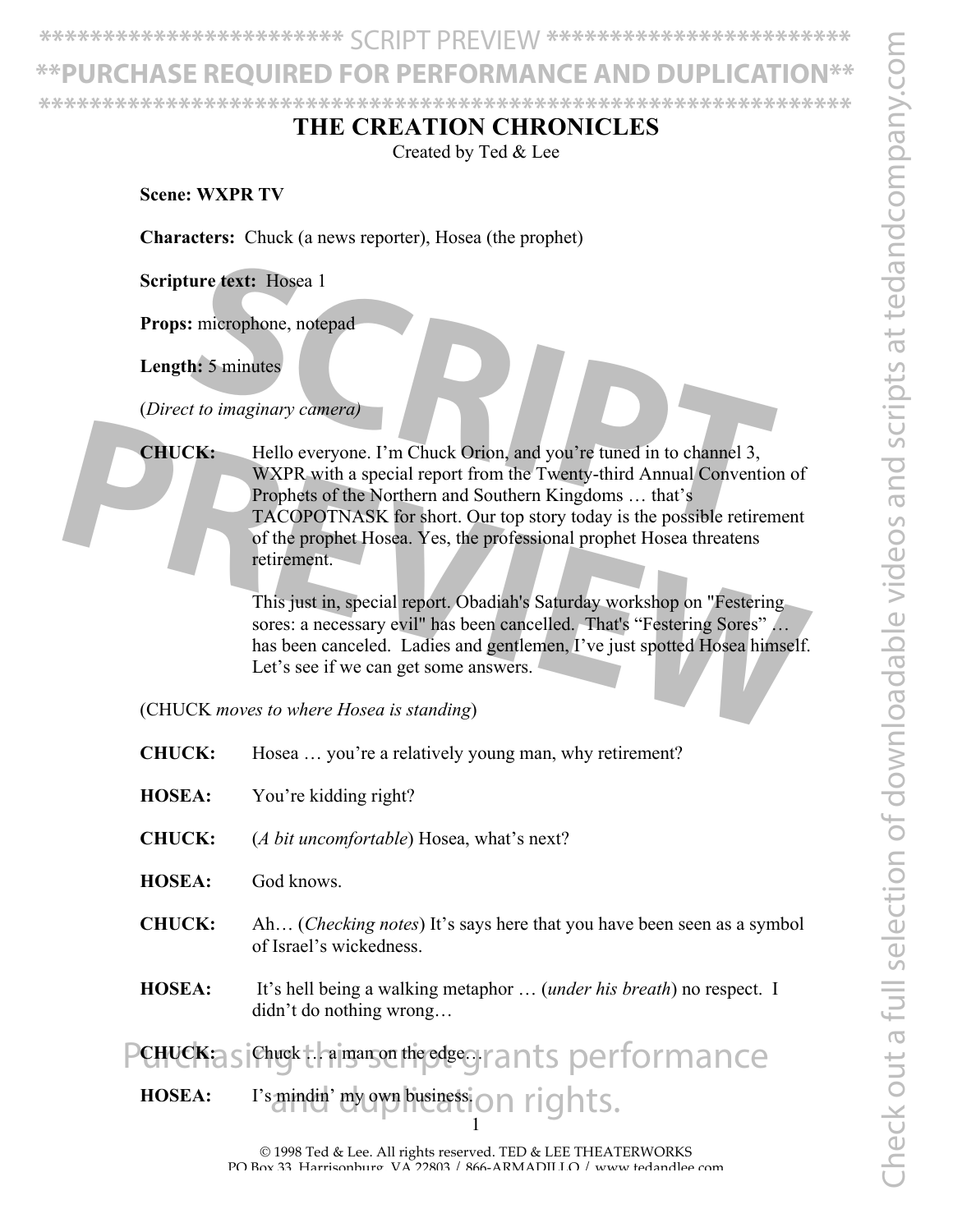# THE CREATION CHRONICLES

Created by Ted & Lee

**Scene: WXPR TV**

**Characters:** Chuck (a news reporter), Hosea (the prophet)

**Scripture text:** Hosea 1

**Props:** microphone, notepad

**Length:** 5 minutes

(*Direct to imaginary camera)*

**CHUCK:** Hello everyone. I'm Chuck Orion, and you're tuned in to channel 3, WXPR with a special report from the Twenty-third Annual Convention of Prophets of the Northern and Southern Kingdoms … that's TACOPOTNASK for short. Our top story today is the possible retirement of the prophet Hosea. Yes, the professional prophet Hosea threatens retirement.

This just in, special report. Obadiah's Saturday workshop on "Festering sores: a necessary evil" has been cancelled. That's "Festering Sores" … has been canceled. Ladies and gentlemen, I've just spotted Hosea himself. Let's see if we can get some answers.

(CHUCK *moves to where Hosea is standing*)

**CHUCK:** Hosea … you're a relatively young man, why retirement?

**HOSEA:** You're kidding right?

**CHUCK:** (*A bit uncomfortable*) Hosea, what's next?

**HOSEA:** God knows.

**CHUCK:** Ah… (*Checking notes*) It's says here that you have been seen as a symbol of Israel's wickedness.

**HOSEA:** It's hell being a walking metaphor … (*under his breath*) no respect. I didn't do nothing wrong…

**CHUCK:** Chuck … a man on the edge…

**HOSEA:** I's mindin' my own business.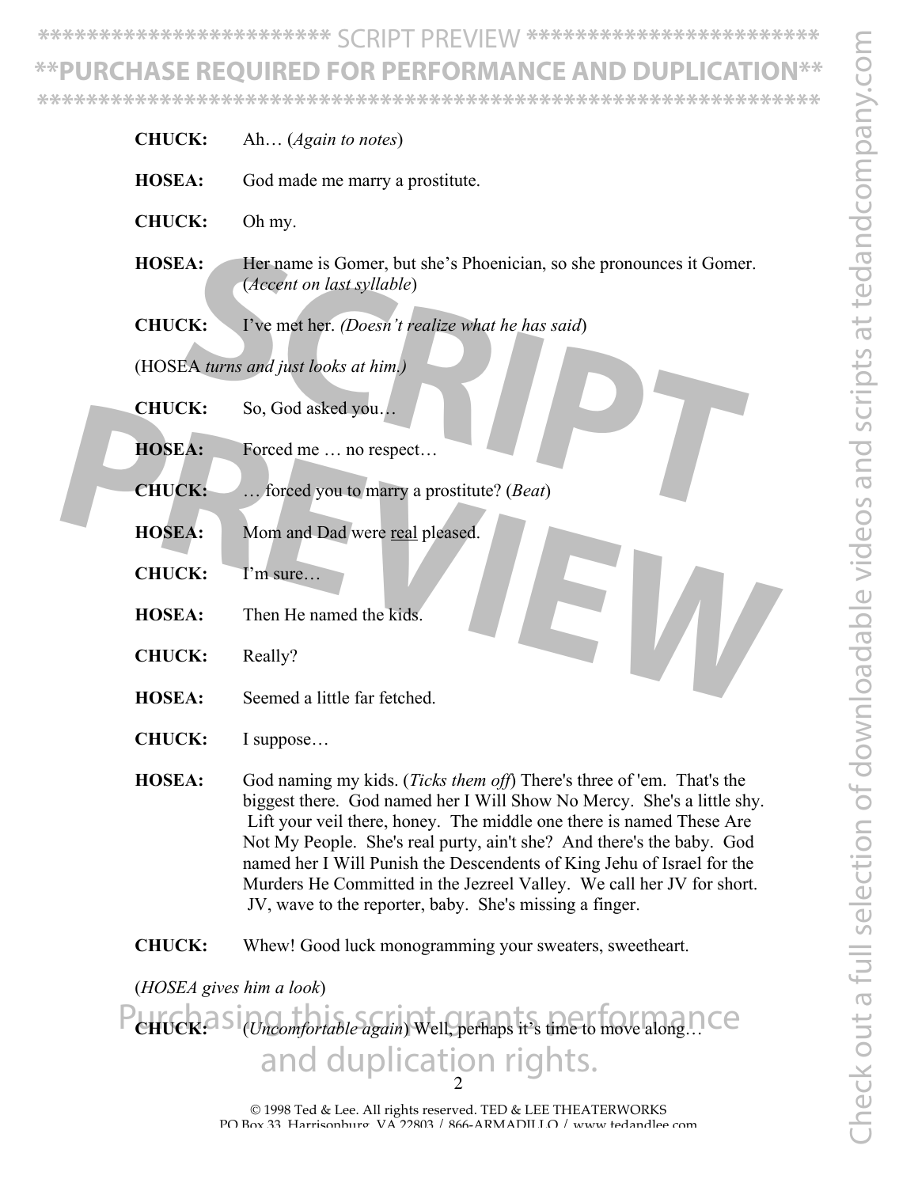**CHUCK:** Ah… (*Again to notes*)

**HOSEA:** God made me marry a prostitute.

**CHUCK:** Oh my.

**HOSEA:** Her name is Gomer, but she's Phoenician, so she pronounces it Gomer. (*Accent on last syllable*)

**CHUCK:** I've met her. *(Doesn't realize what he has said*)

(HOSEA *turns and just looks at him.)*

**CHUCK:** So, God asked you…

**HOSEA:** Forced me … no respect…

**CHUCK:** … forced you to marry a prostitute? (*Beat*)

**HOSEA:** Mom and Dad were <u>real</u> pleased.

**CHUCK:** I'm sure…

**HOSEA:** Then He named the kids.

**CHUCK:** Really?

**HOSEA:** Seemed a little far fetched.

**CHUCK:** I suppose…

**HOSEA:** God naming my kids. (*Ticks them off*) There's three of 'em. That's the biggest there. God named her I Will Show No Mercy. She's a little shy. Lift your veil there, honey. The middle one there is named These Are Not My People. She's real purty, ain't she? And there's the baby. God named her I Will Punish the Descendents of King Jehu of Israel for the Murders He Committed in the Jezreel Valley. We call her JV for short. JV, wave to the reporter, baby. She's missing a finger.

**CHUCK:** Whew! Good luck monogramming your sweaters, sweetheart.

(*HOSEA gives him a look*)

**CHUCK:** (*Uncomfortable again*) Well, perhaps it's time to move along…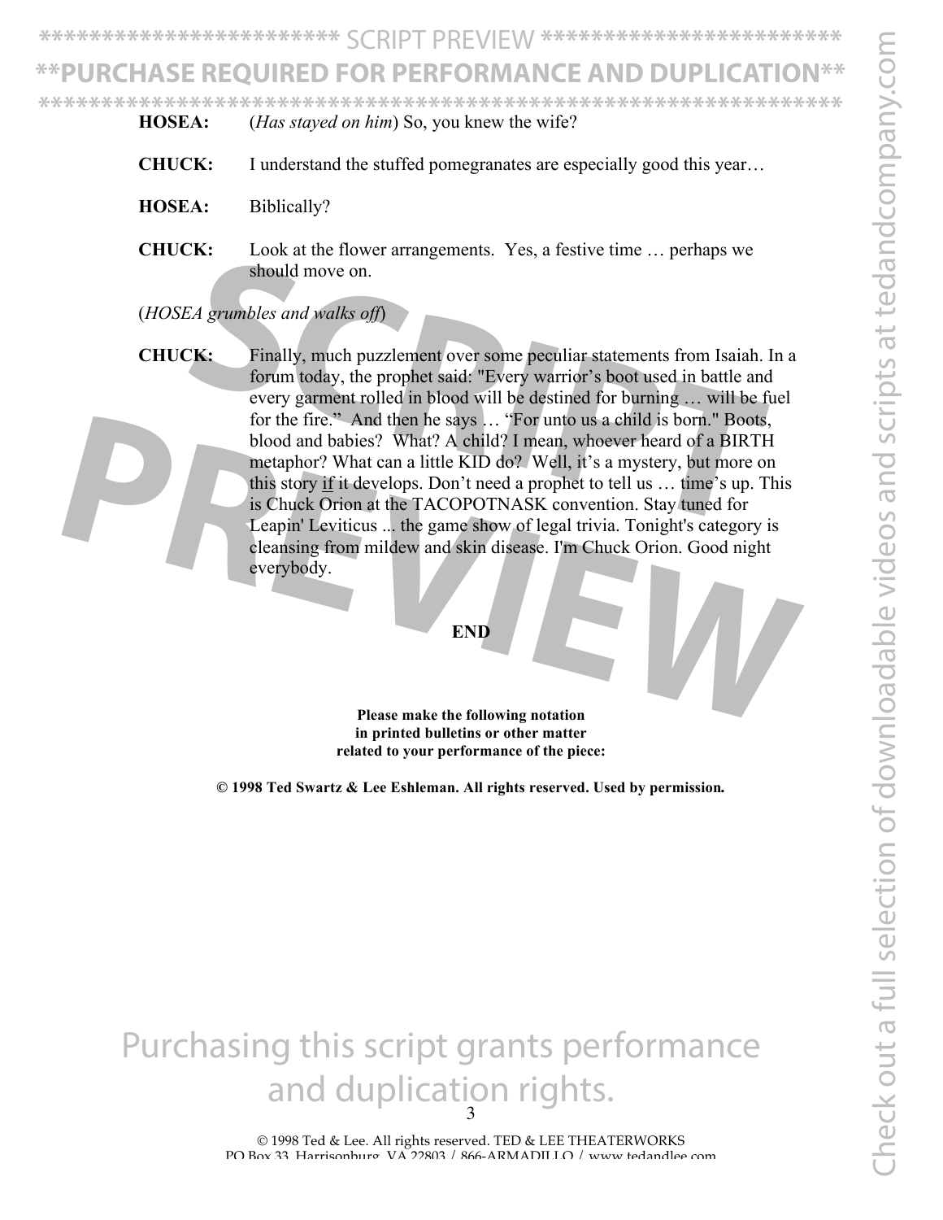**HOSEA:** (*Has stayed on him*) So, you knew the wife?

**CHUCK:** I understand the stuffed pomegranates are especially good this year…

**HOSEA:** Biblically?

**CHUCK:** Look at the flower arrangements. Yes, a festive time … perhaps we should move on.

(*HOSEA grumbles and walks off*)

**CHUCK:** Finally, much puzzlement over some peculiar statements from Isaiah. In a forum today, the prophet said: "Every warrior's boot used in battle and every garment rolled in blood will be destined for burning … will be fuel for the fire." And then he says … "For unto us a child is born." Boots, blood and babies? What? A child? I mean, whoever heard of a BIRTH metaphor? What can a little KID do? Well, it's a mystery, but more on this story if it develops. Don't need a prophet to tell us … time's up. This is Chuck Orion at the TACOPOTNASK convention. Stay tuned for Leapin' Leviticus ... the game show of legal trivia. Tonight's category is cleansing from mildew and skin disease. I'm Chuck Orion. Good night everybody.

**END**

**Please make the following notation in printed bulletins or other matter related to your performance of the piece:**

**© 1998 Ted Swartz & Lee Eshleman. All rights reserved. Used by permission.**